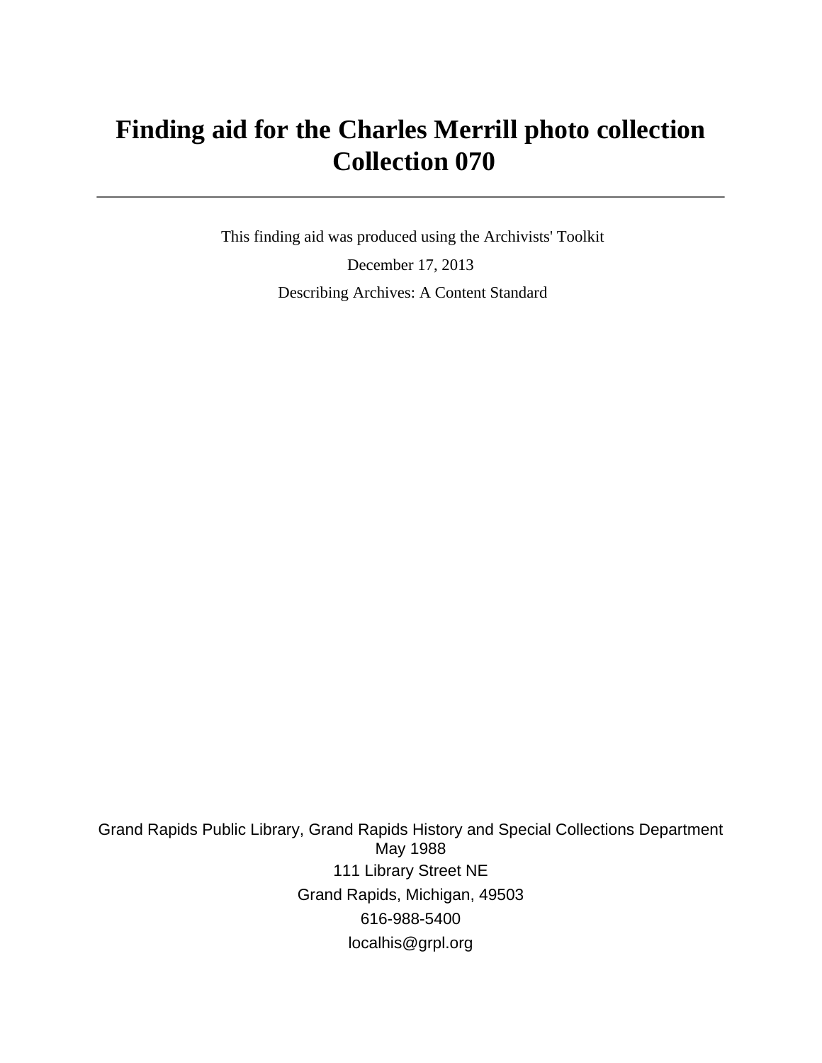# Finding aid for the Charles Merrill photo collection Collection 070

---

This finding aid was produced using the Archivists' Toolkit

December 17, 2013

Describing Archives: A Content Standard

Grand Rapids Public Library, Grand Rapids History and Special Collections Department
May 1988

111 Library Street NE

Grand Rapids, Michigan, 49503

616-988-5400

localhis@grpl.org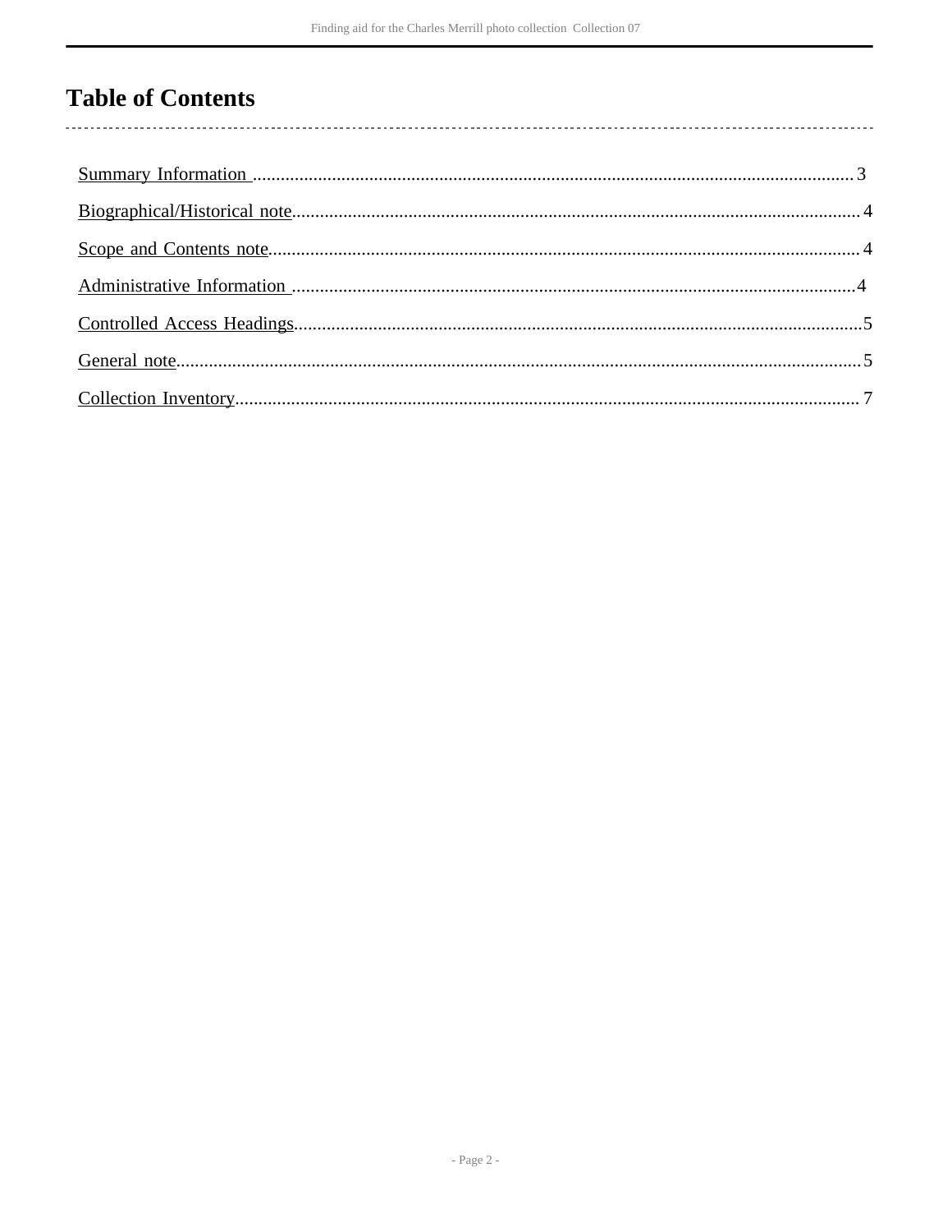# Table of Contents

Summary Information ........................................................................................................................... 3

Biographical/Historical note.................................................................................................................. 4

Scope and Contents note....................................................................................................................... 4

Administrative Information ................................................................................................................... 4

Controlled Access Headings.................................................................................................................. 5

General note........................................................................................................................................... 5

Collection Inventory.............................................................................................................................. 7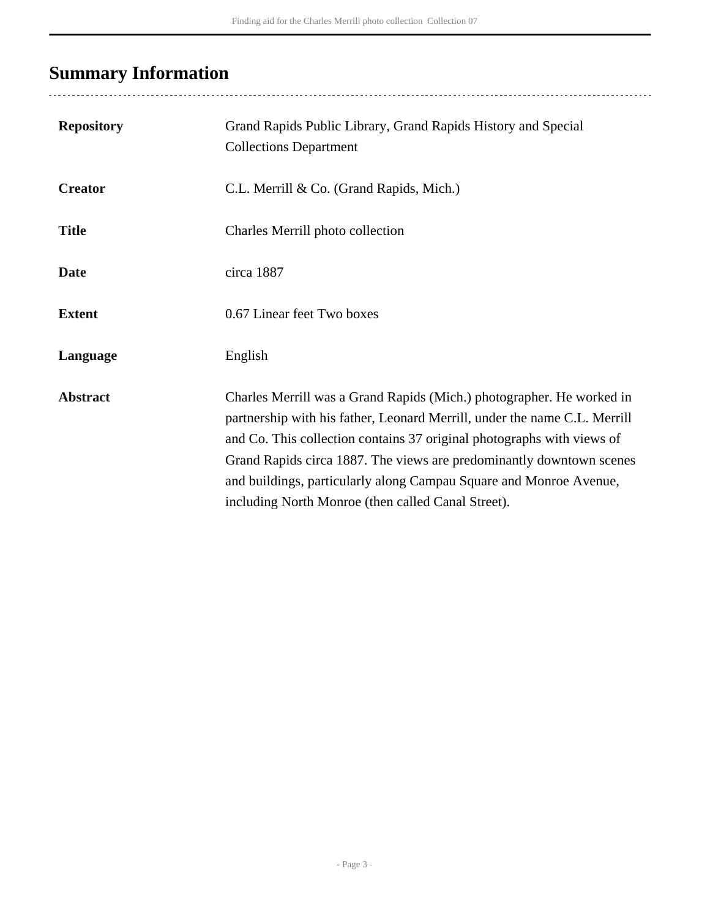## Summary Information

| | |
|---|---|
| **Repository** | Grand Rapids Public Library, Grand Rapids History and Special Collections Department |
| **Creator** | C.L. Merrill & Co. (Grand Rapids, Mich.) |
| **Title** | Charles Merrill photo collection |
| **Date** | circa 1887 |
| **Extent** | 0.67 Linear feet Two boxes |
| **Language** | English |
| **Abstract** | Charles Merrill was a Grand Rapids (Mich.) photographer. He worked in partnership with his father, Leonard Merrill, under the name C.L. Merrill and Co. This collection contains 37 original photographs with views of Grand Rapids circa 1887. The views are predominantly downtown scenes and buildings, particularly along Campau Square and Monroe Avenue, including North Monroe (then called Canal Street). |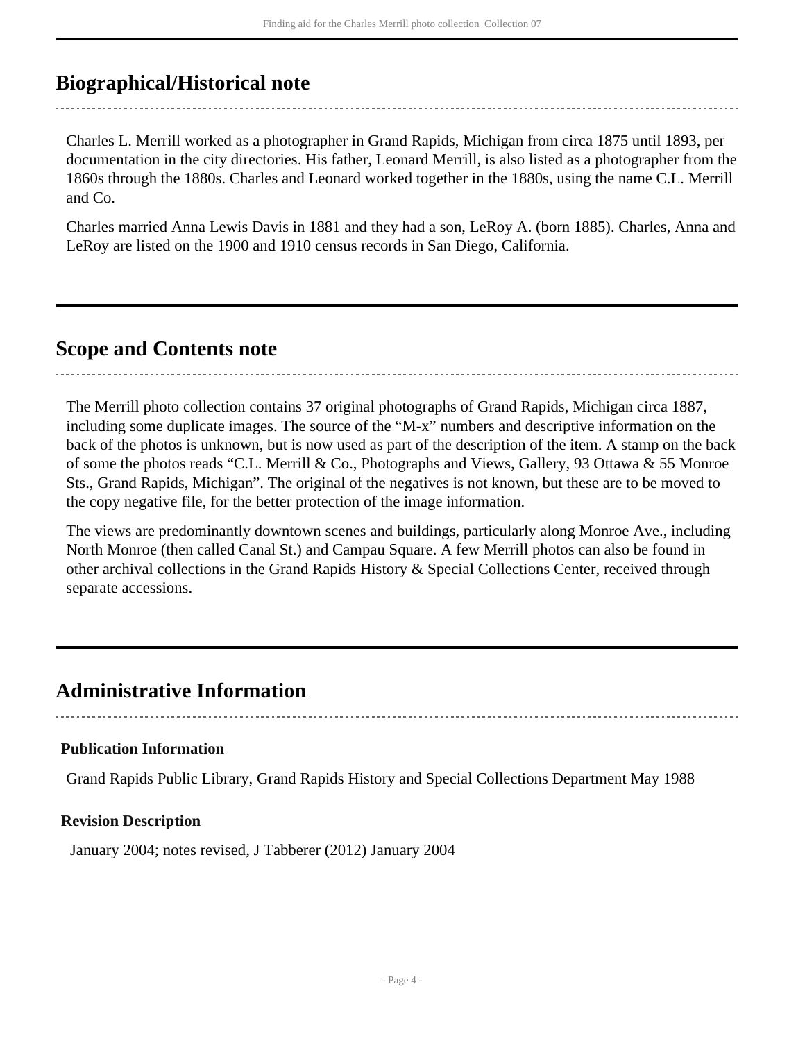## Biographical/Historical note

Charles L. Merrill worked as a photographer in Grand Rapids, Michigan from circa 1875 until 1893, per documentation in the city directories. His father, Leonard Merrill, is also listed as a photographer from the 1860s through the 1880s. Charles and Leonard worked together in the 1880s, using the name C.L. Merrill and Co.

Charles married Anna Lewis Davis in 1881 and they had a son, LeRoy A. (born 1885). Charles, Anna and LeRoy are listed on the 1900 and 1910 census records in San Diego, California.

## Scope and Contents note

The Merrill photo collection contains 37 original photographs of Grand Rapids, Michigan circa 1887, including some duplicate images. The source of the "M-x" numbers and descriptive information on the back of the photos is unknown, but is now used as part of the description of the item. A stamp on the back of some the photos reads "C.L. Merrill & Co., Photographs and Views, Gallery, 93 Ottawa & 55 Monroe Sts., Grand Rapids, Michigan". The original of the negatives is not known, but these are to be moved to the copy negative file, for the better protection of the image information.

The views are predominantly downtown scenes and buildings, particularly along Monroe Ave., including North Monroe (then called Canal St.) and Campau Square. A few Merrill photos can also be found in other archival collections in the Grand Rapids History & Special Collections Center, received through separate accessions.

## Administrative Information

### Publication Information

Grand Rapids Public Library, Grand Rapids History and Special Collections Department May 1988

### Revision Description

January 2004; notes revised, J Tabberer (2012) January 2004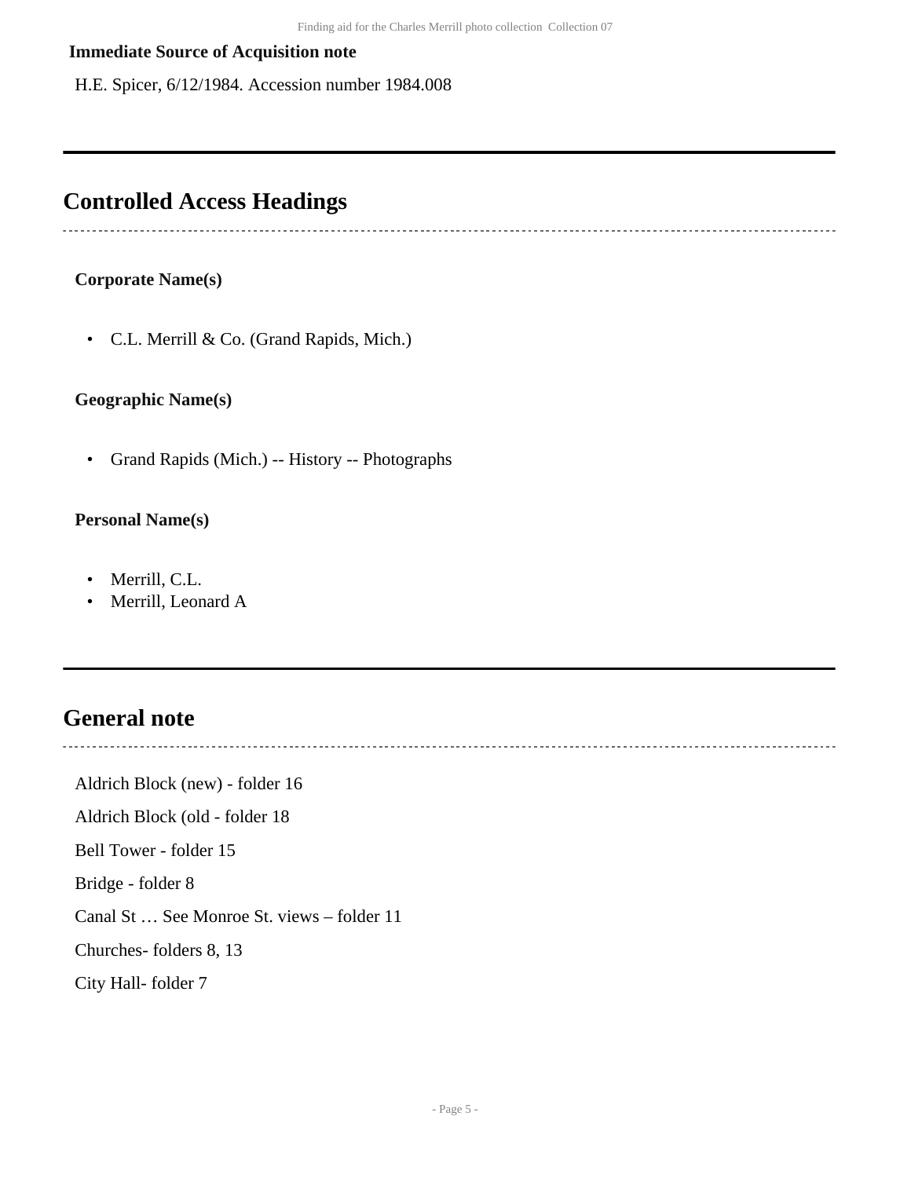**Immediate Source of Acquisition note**

H.E. Spicer, 6/12/1984. Accession number 1984.008

## Controlled Access Headings

**Corporate Name(s)**

- C.L. Merrill & Co. (Grand Rapids, Mich.)

**Geographic Name(s)**

- Grand Rapids (Mich.) -- History -- Photographs

**Personal Name(s)**

- Merrill, C.L.
- Merrill, Leonard A

## General note

Aldrich Block (new) - folder 16

Aldrich Block (old - folder 18

Bell Tower - folder 15

Bridge - folder 8

Canal St … See Monroe St. views – folder 11

Churches- folders 8, 13

City Hall- folder 7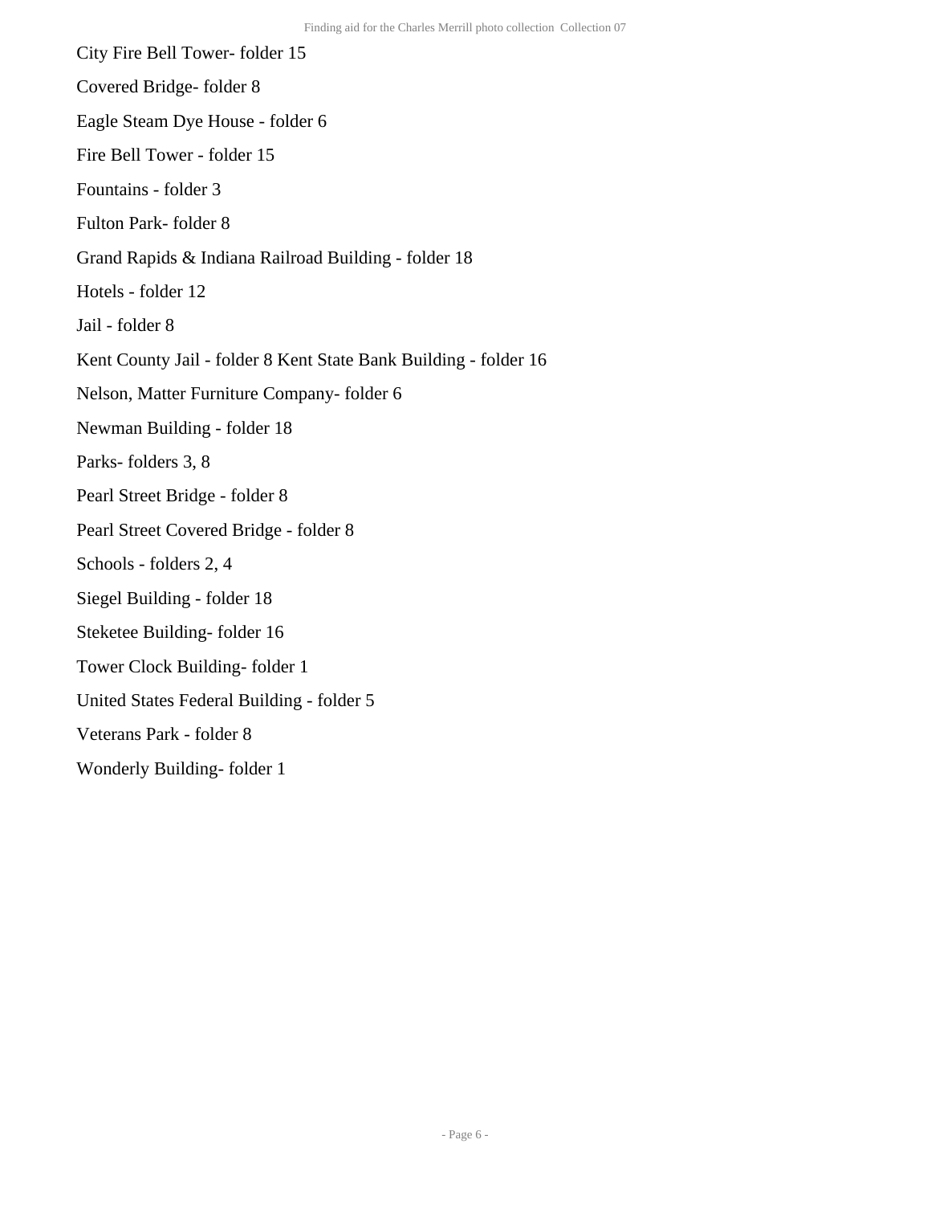City Fire Bell Tower- folder 15

Covered Bridge- folder 8

Eagle Steam Dye House - folder 6

Fire Bell Tower - folder 15

Fountains - folder 3

Fulton Park- folder 8

Grand Rapids & Indiana Railroad Building - folder 18

Hotels - folder 12

Jail - folder 8

Kent County Jail - folder 8 Kent State Bank Building - folder 16

Nelson, Matter Furniture Company- folder 6

Newman Building - folder 18

Parks- folders 3, 8

Pearl Street Bridge - folder 8

Pearl Street Covered Bridge - folder 8

Schools - folders 2, 4

Siegel Building - folder 18

Steketee Building- folder 16

Tower Clock Building- folder 1

United States Federal Building - folder 5

Veterans Park - folder 8

Wonderly Building- folder 1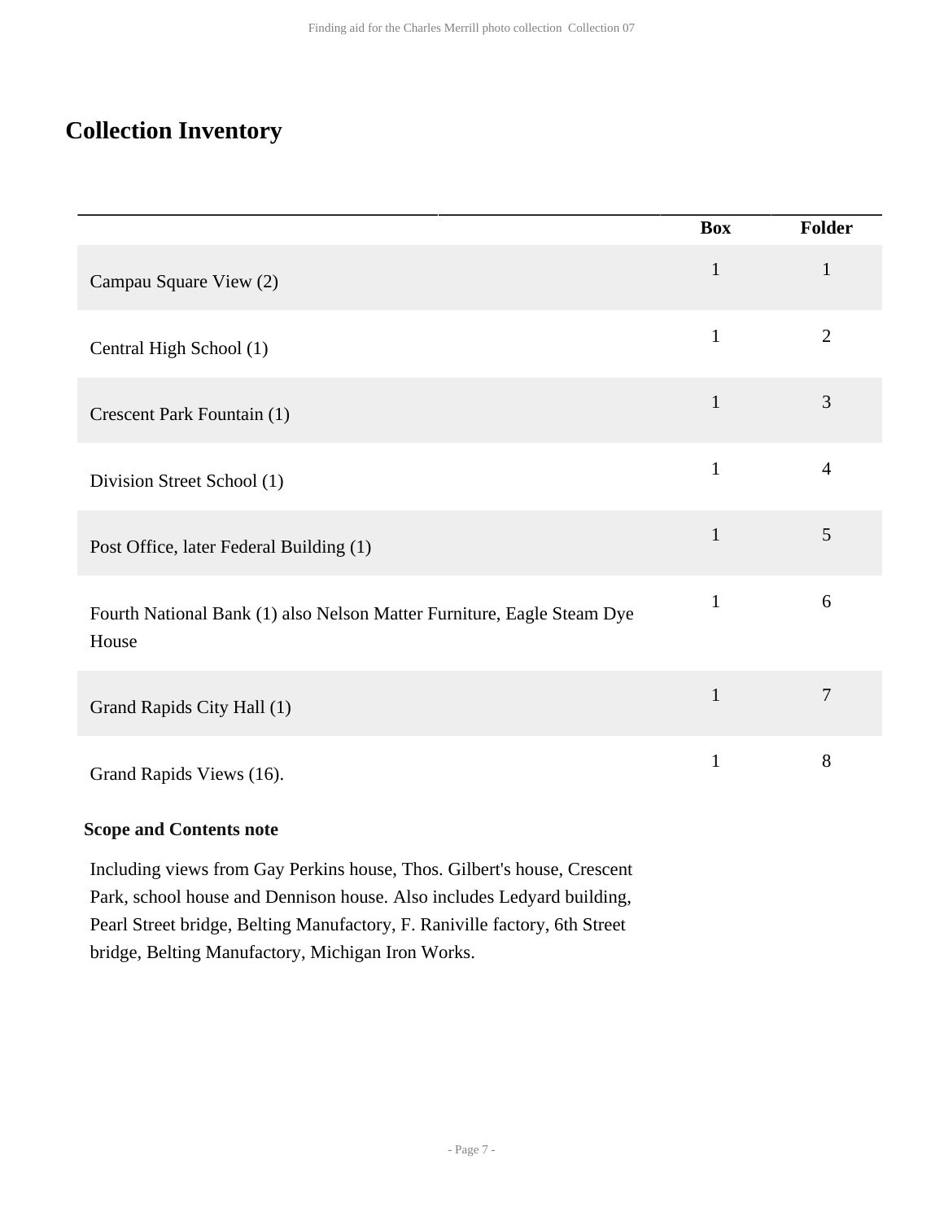## Collection Inventory

| | Box | Folder |
|---|---|---|
| Campau Square View (2) | 1 | 1 |
| Central High School (1) | 1 | 2 |
| Crescent Park Fountain (1) | 1 | 3 |
| Division Street School (1) | 1 | 4 |
| Post Office, later Federal Building (1) | 1 | 5 |
| Fourth National Bank (1) also Nelson Matter Furniture, Eagle Steam Dye House | 1 | 6 |
| Grand Rapids City Hall (1) | 1 | 7 |
| Grand Rapids Views (16). | 1 | 8 |

**Scope and Contents note**

Including views from Gay Perkins house, Thos. Gilbert's house, Crescent Park, school house and Dennison house. Also includes Ledyard building, Pearl Street bridge, Belting Manufactory, F. Raniville factory, 6th Street bridge, Belting Manufactory, Michigan Iron Works.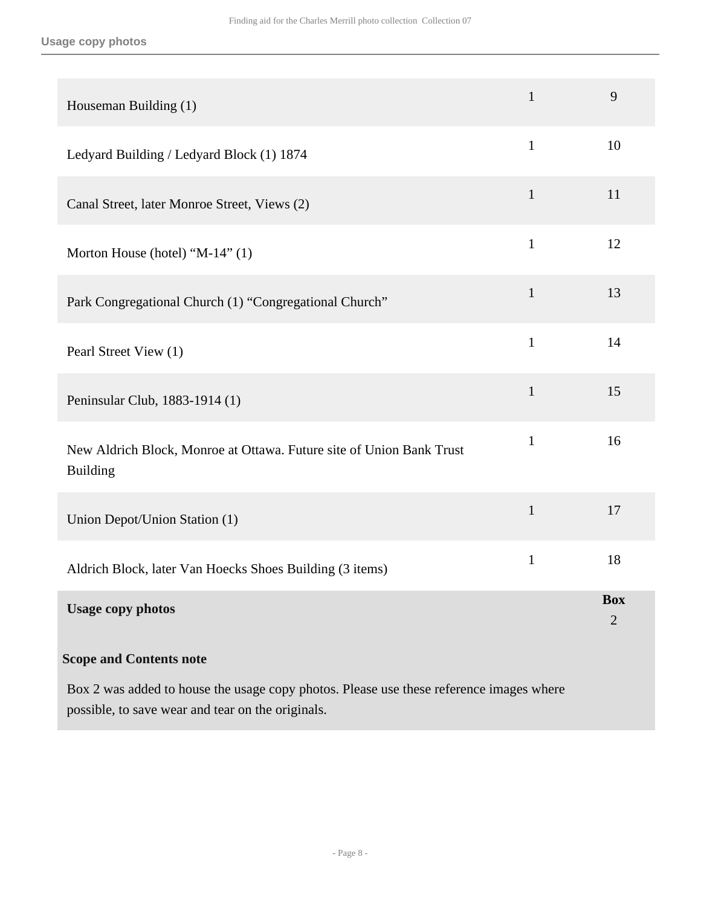| | | |
|---|---|---|
| Houseman Building (1) | 1 | 9 |
| Ledyard Building / Ledyard Block (1) 1874 | 1 | 10 |
| Canal Street, later Monroe Street, Views (2) | 1 | 11 |
| Morton House (hotel) “M-14” (1) | 1 | 12 |
| Park Congregational Church (1) “Congregational Church” | 1 | 13 |
| Pearl Street View (1) | 1 | 14 |
| Peninsular Club, 1883-1914 (1) | 1 | 15 |
| New Aldrich Block, Monroe at Ottawa. Future site of Union Bank Trust Building | 1 | 16 |
| Union Depot/Union Station (1) | 1 | 17 |
| Aldrich Block, later Van Hoecks Shoes Building (3 items) | 1 | 18 |

**Usage copy photos** — **Box** 2

**Scope and Contents note**

Box 2 was added to house the usage copy photos. Please use these reference images where possible, to save wear and tear on the originals.